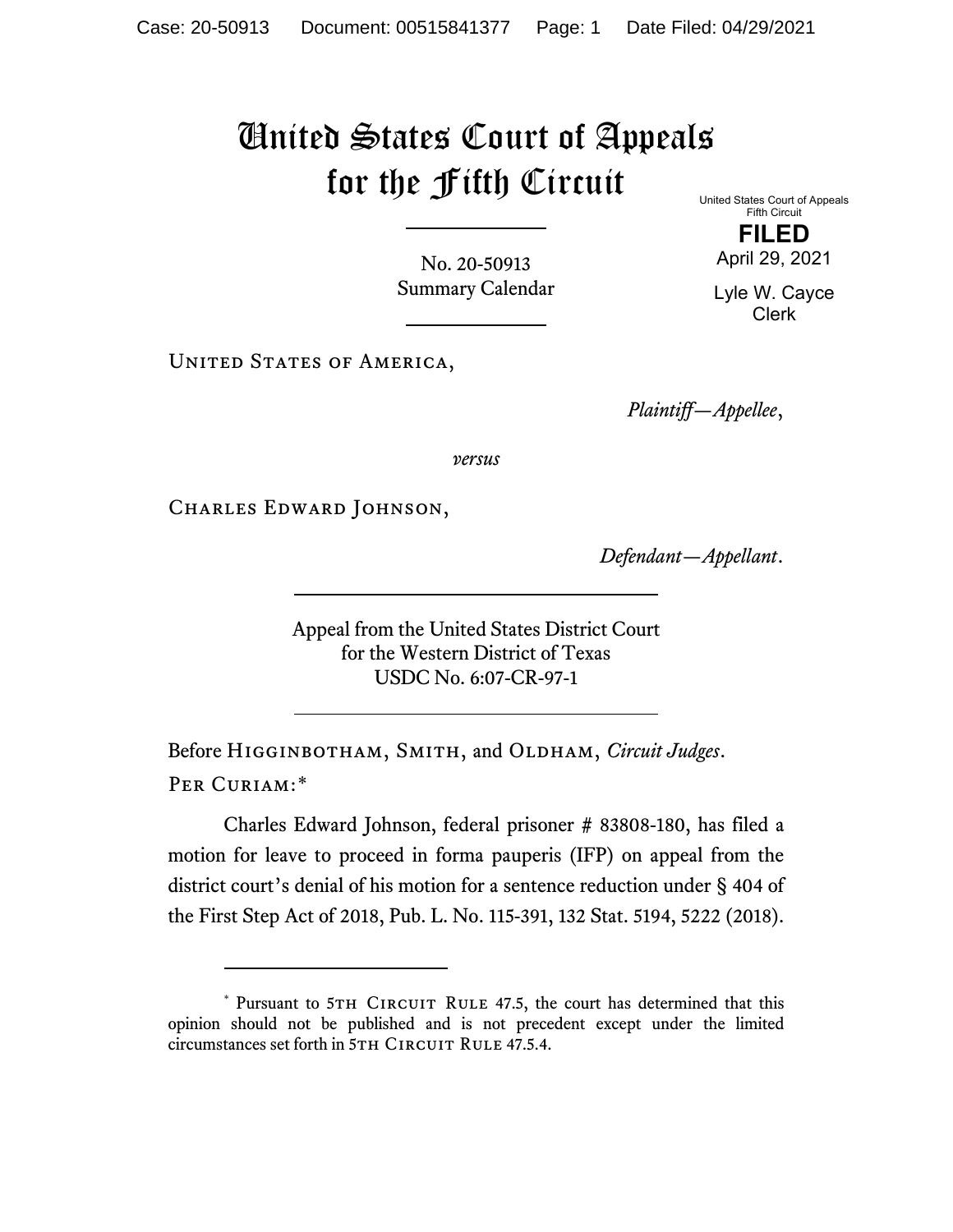# United States Court of Appeals for the Fifth Circuit

United States Court of Appeals
Fifth Circuit

**FILED**

April 29, 2021

Lyle W. Cayce
Clerk

No. 20-50913
Summary Calendar

United States of America,

*Plaintiff—Appellee*,

*versus*

Charles Edward Johnson,

*Defendant—Appellant*.

Appeal from the United States District Court
for the Western District of Texas
USDC No. 6:07-CR-97-1

Before Higginbotham, Smith, and Oldham, *Circuit Judges*.

Per Curiam:*

Charles Edward Johnson, federal prisoner # 83808-180, has filed a motion for leave to proceed in forma pauperis (IFP) on appeal from the district court's denial of his motion for a sentence reduction under § 404 of the First Step Act of 2018, Pub. L. No. 115-391, 132 Stat. 5194, 5222 (2018).

---

* Pursuant to 5th Circuit Rule 47.5, the court has determined that this opinion should not be published and is not precedent except under the limited circumstances set forth in 5th Circuit Rule 47.5.4.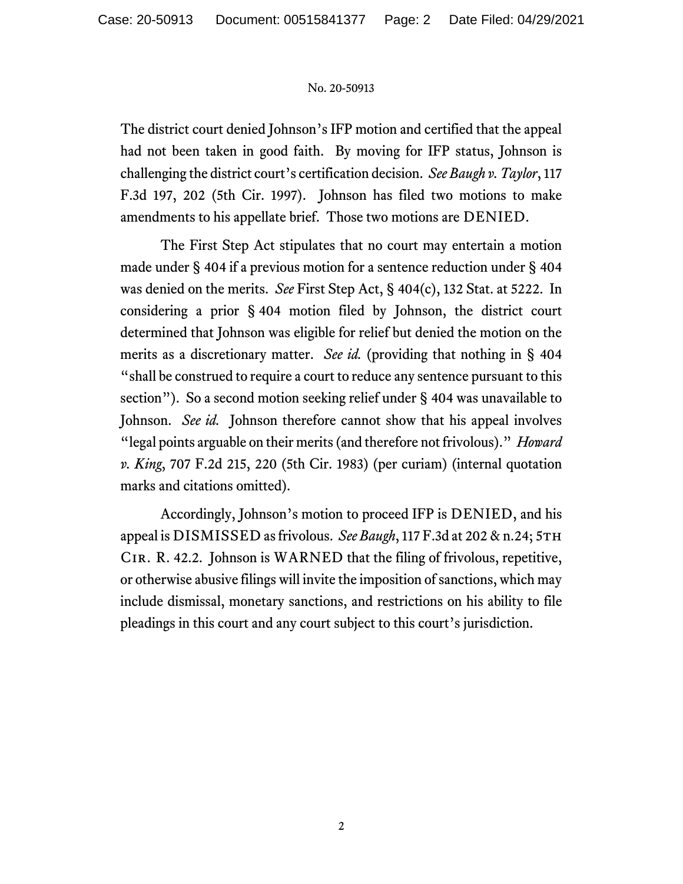The district court denied Johnson's IFP motion and certified that the appeal had not been taken in good faith. By moving for IFP status, Johnson is challenging the district court's certification decision. *See Baugh v. Taylor*, 117 F.3d 197, 202 (5th Cir. 1997). Johnson has filed two motions to make amendments to his appellate brief. Those two motions are DENIED.

The First Step Act stipulates that no court may entertain a motion made under § 404 if a previous motion for a sentence reduction under § 404 was denied on the merits. *See* First Step Act, § 404(c), 132 Stat. at 5222. In considering a prior § 404 motion filed by Johnson, the district court determined that Johnson was eligible for relief but denied the motion on the merits as a discretionary matter. *See id.* (providing that nothing in § 404 "shall be construed to require a court to reduce any sentence pursuant to this section"). So a second motion seeking relief under § 404 was unavailable to Johnson. *See id.* Johnson therefore cannot show that his appeal involves "legal points arguable on their merits (and therefore not frivolous)." *Howard v. King*, 707 F.2d 215, 220 (5th Cir. 1983) (per curiam) (internal quotation marks and citations omitted).

Accordingly, Johnson's motion to proceed IFP is DENIED, and his appeal is DISMISSED as frivolous. *See Baugh*, 117 F.3d at 202 & n.24; 5TH CIR. R. 42.2. Johnson is WARNED that the filing of frivolous, repetitive, or otherwise abusive filings will invite the imposition of sanctions, which may include dismissal, monetary sanctions, and restrictions on his ability to file pleadings in this court and any court subject to this court's jurisdiction.